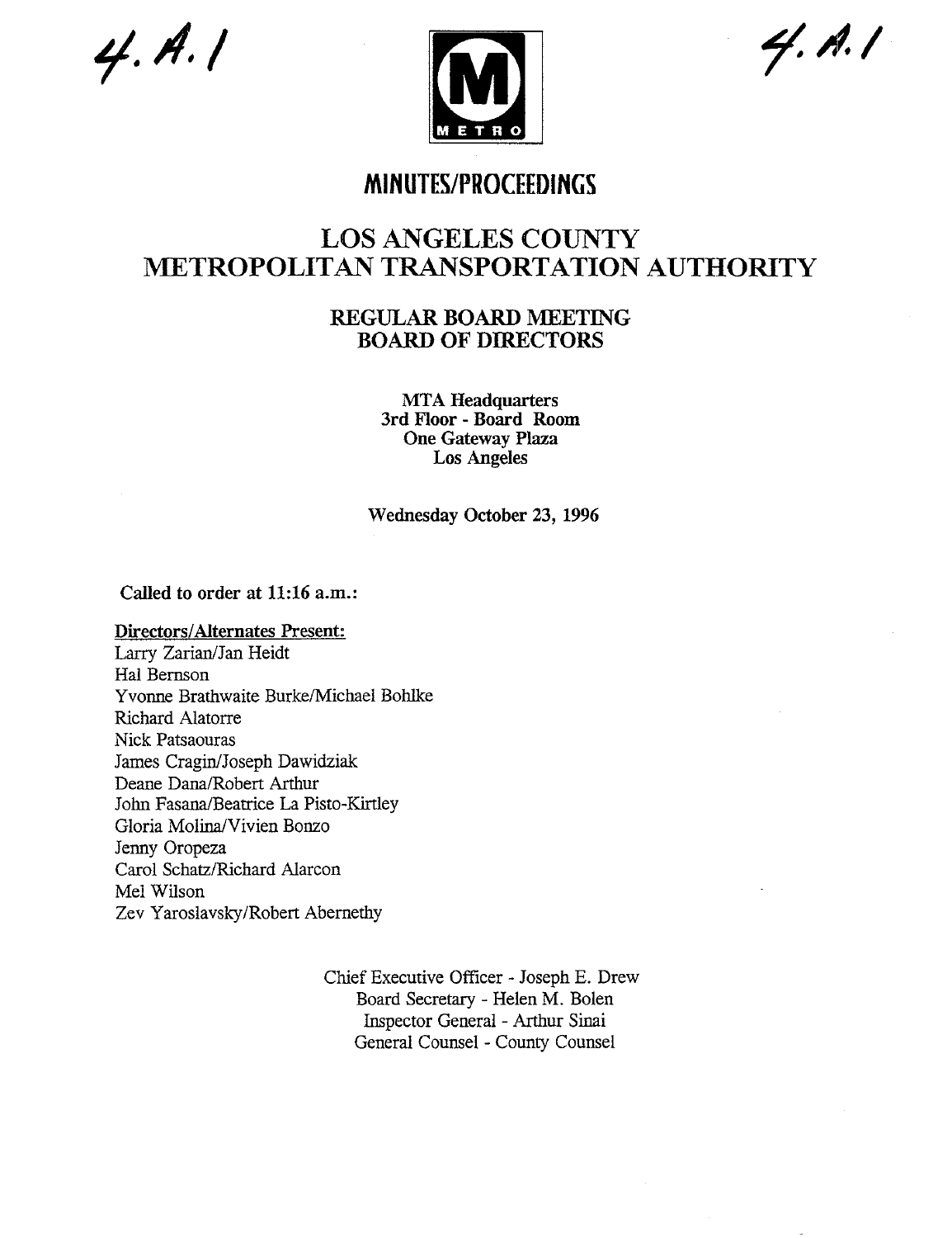4.A.1

4.A.1

# MINUTES/PROCEEDINGS

# LOS ANGELES COUNTY METROPOLITAN TRANSPORTATION AUTHORITY

## REGULAR BOARD MEETING BOARD OF DIRECTORS

**MTA Headquarters**
**3rd Floor - Board Room**
**One Gateway Plaza**
**Los Angeles**

Wednesday October 23, 1996

**Called to order at 11:16 a.m.:**

**Directors/Alternates Present:**

Larry Zarian/Jan Heidt
Hal Bernson
Yvonne Brathwaite Burke/Michael Bohlke
Richard Alatorre
Nick Patsaouras
James Cragin/Joseph Dawidziak
Deane Dana/Robert Arthur
John Fasana/Beatrice La Pisto-Kirtley
Gloria Molina/Vivien Bonzo
Jenny Oropeza
Carol Schatz/Richard Alarcon
Mel Wilson
Zev Yaroslavsky/Robert Abernethy

Chief Executive Officer - Joseph E. Drew
Board Secretary - Helen M. Bolen
Inspector General - Arthur Sinai
General Counsel - County Counsel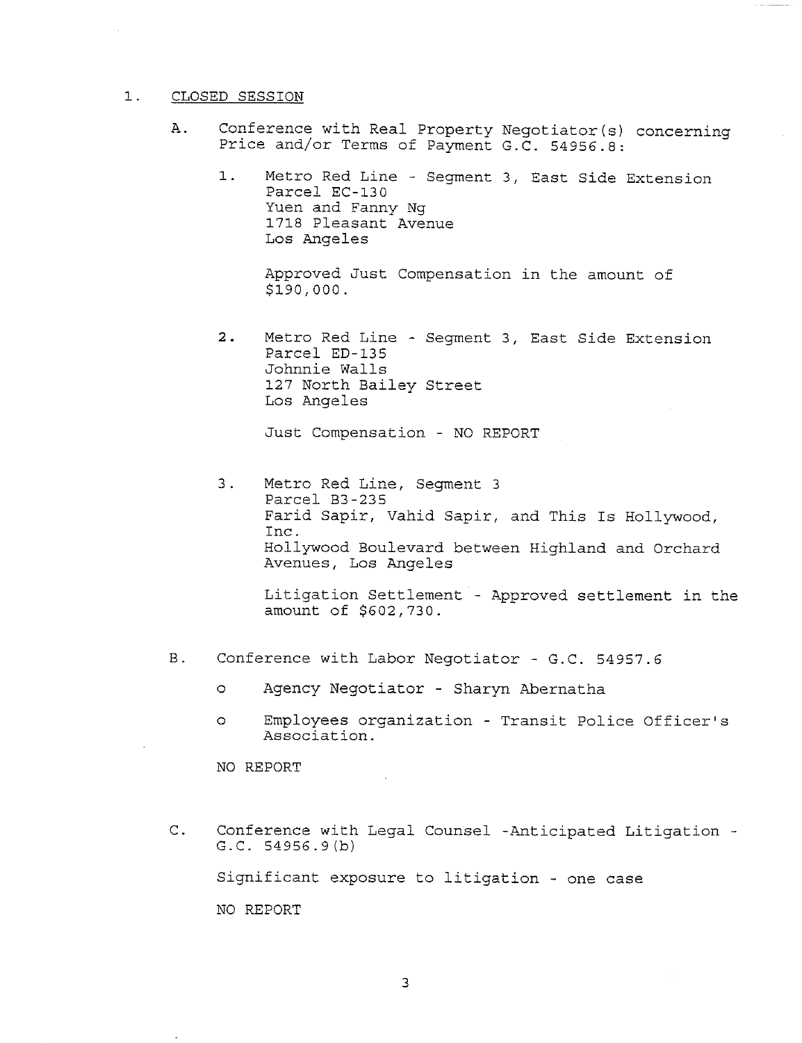1. CLOSED SESSION

   A. Conference with Real Property Negotiator(s) concerning Price and/or Terms of Payment G.C. 54956.8:

      1. Metro Red Line - Segment 3, East Side Extension
         Parcel EC-130
         Yuen and Fanny Ng
         1718 Pleasant Avenue
         Los Angeles

         Approved Just Compensation in the amount of $190,000.

      2. Metro Red Line - Segment 3, East Side Extension
         Parcel ED-135
         Johnnie Walls
         127 North Bailey Street
         Los Angeles

         Just Compensation - NO REPORT

      3. Metro Red Line, Segment 3
         Parcel B3-235
         Farid Sapir, Vahid Sapir, and This Is Hollywood, Inc.
         Hollywood Boulevard between Highland and Orchard Avenues, Los Angeles

         Litigation Settlement - Approved settlement in the amount of $602,730.

   B. Conference with Labor Negotiator - G.C. 54957.6

      - Agency Negotiator - Sharyn Abernatha
      - Employees organization - Transit Police Officer's Association.

      NO REPORT

   C. Conference with Legal Counsel -Anticipated Litigation - G.C. 54956.9(b)

      Significant exposure to litigation - one case

      NO REPORT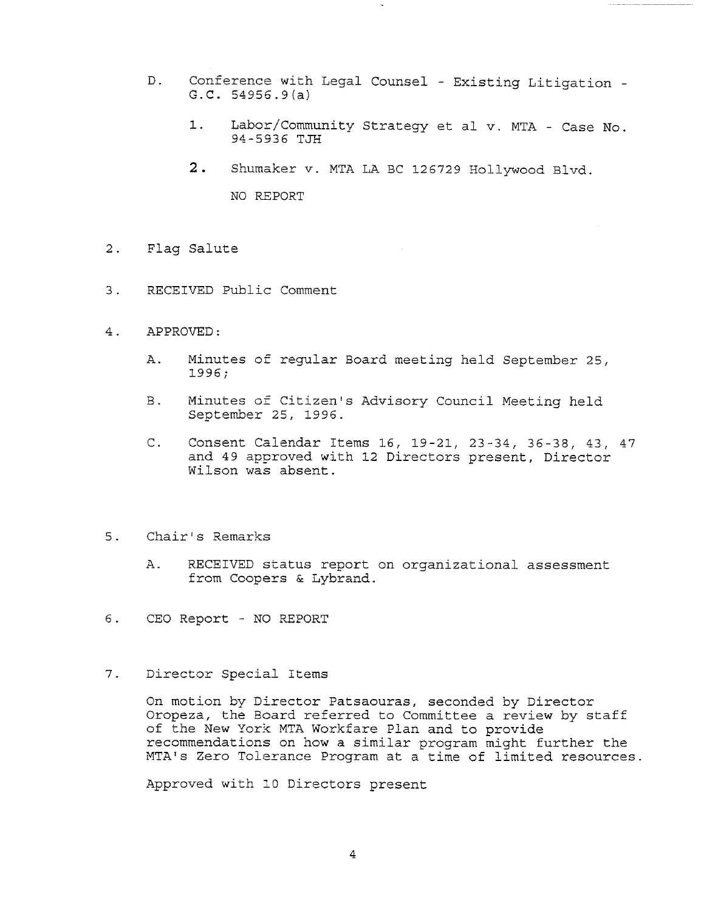D. Conference with Legal Counsel - Existing Litigation - G.C. 54956.9(a)

   1. Labor/Community Strategy et al v. MTA - Case No. 94-5936 TJH

   2. Shumaker v. MTA LA BC 126729 Hollywood Blvd.

   NO REPORT

2. Flag Salute

3. RECEIVED Public Comment

4. APPROVED:

   A. Minutes of regular Board meeting held September 25, 1996;

   B. Minutes of Citizen's Advisory Council Meeting held September 25, 1996.

   C. Consent Calendar Items 16, 19-21, 23-34, 36-38, 43, 47 and 49 approved with 12 Directors present, Director Wilson was absent.

5. Chair's Remarks

   A. RECEIVED status report on organizational assessment from Coopers & Lybrand.

6. CEO Report - NO REPORT

7. Director Special Items

   On motion by Director Patsaouras, seconded by Director Oropeza, the Board referred to Committee a review by staff of the New York MTA Workfare Plan and to provide recommendations on how a similar program might further the MTA's Zero Tolerance Program at a time of limited resources.

   Approved with 10 Directors present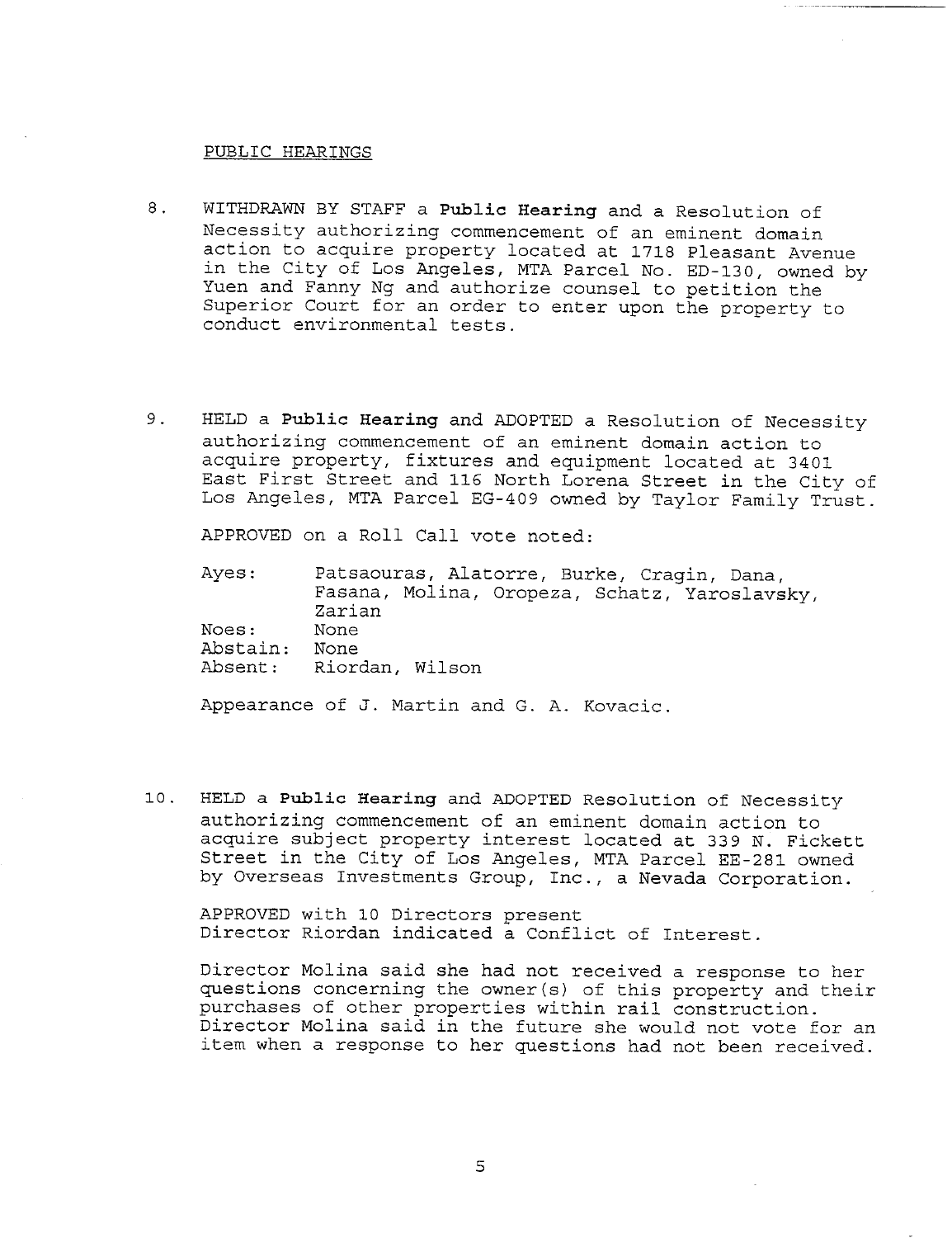## PUBLIC HEARINGS

8. WITHDRAWN BY STAFF a **Public Hearing** and a Resolution of Necessity authorizing commencement of an eminent domain action to acquire property located at 1718 Pleasant Avenue in the City of Los Angeles, MTA Parcel No. ED-130, owned by Yuen and Fanny Ng and authorize counsel to petition the Superior Court for an order to enter upon the property to conduct environmental tests.

9. HELD a **Public Hearing** and ADOPTED a Resolution of Necessity authorizing commencement of an eminent domain action to acquire property, fixtures and equipment located at 3401 East First Street and 116 North Lorena Street in the City of Los Angeles, MTA Parcel EG-409 owned by Taylor Family Trust.

   APPROVED on a Roll Call vote noted:

   | | |
   |---|---|
   | Ayes: | Patsaouras, Alatorre, Burke, Cragin, Dana, Fasana, Molina, Oropeza, Schatz, Yaroslavsky, Zarian |
   | Noes: | None |
   | Abstain: | None |
   | Absent: | Riordan, Wilson |

   Appearance of J. Martin and G. A. Kovacic.

10. HELD a **Public Hearing** and ADOPTED Resolution of Necessity authorizing commencement of an eminent domain action to acquire subject property interest located at 339 N. Fickett Street in the City of Los Angeles, MTA Parcel EE-281 owned by Overseas Investments Group, Inc., a Nevada Corporation.

    APPROVED with 10 Directors present
    Director Riordan indicated a Conflict of Interest.

    Director Molina said she had not received a response to her questions concerning the owner(s) of this property and their purchases of other properties within rail construction. Director Molina said in the future she would not vote for an item when a response to her questions had not been received.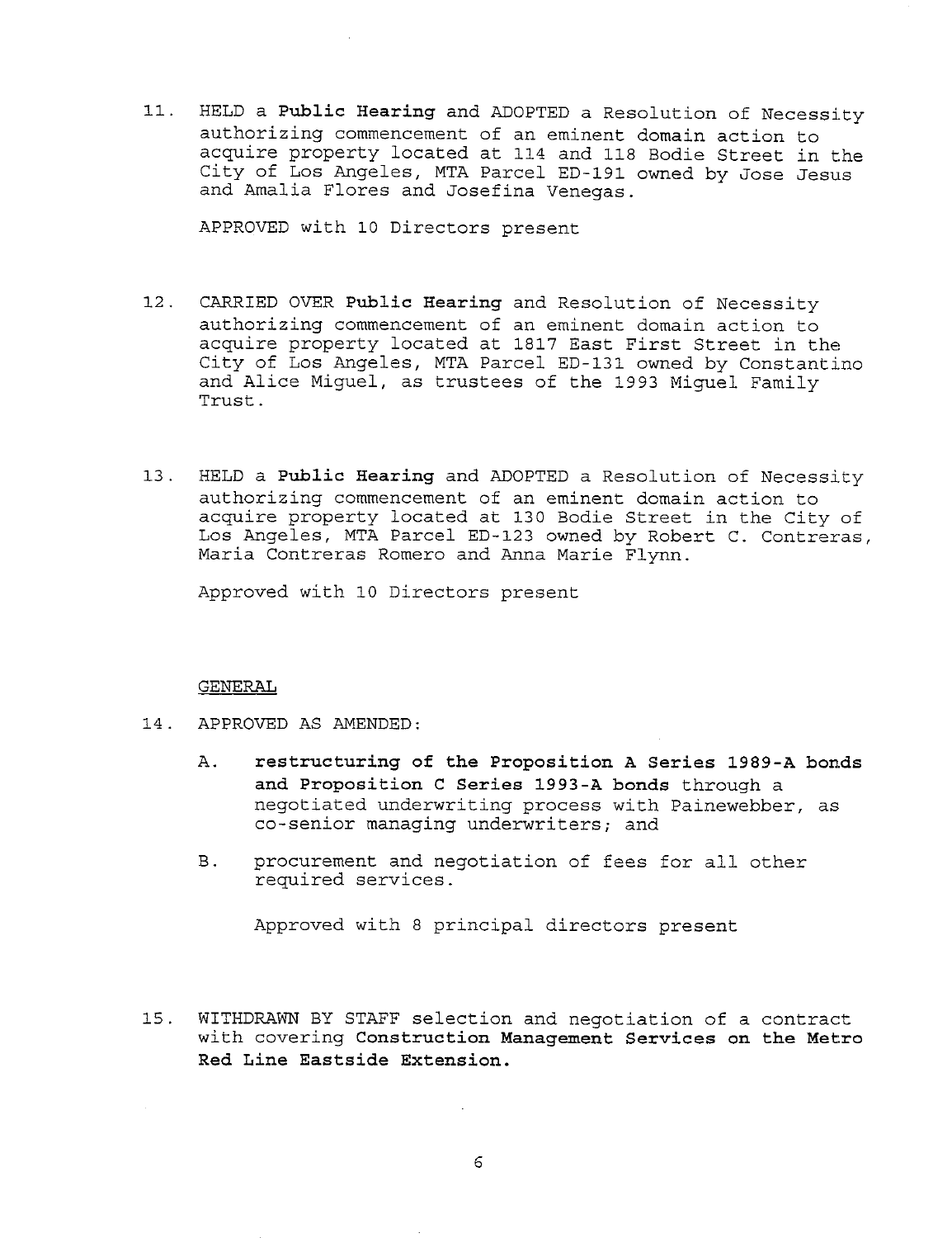11. HELD a **Public Hearing** and ADOPTED a Resolution of Necessity authorizing commencement of an eminent domain action to acquire property located at 114 and 118 Bodie Street in the City of Los Angeles, MTA Parcel ED-191 owned by Jose Jesus and Amalia Flores and Josefina Venegas.

    APPROVED with 10 Directors present

12. CARRIED OVER **Public Hearing** and Resolution of Necessity authorizing commencement of an eminent domain action to acquire property located at 1817 East First Street in the City of Los Angeles, MTA Parcel ED-131 owned by Constantino and Alice Miguel, as trustees of the 1993 Miguel Family Trust.

13. HELD a **Public Hearing** and ADOPTED a Resolution of Necessity authorizing commencement of an eminent domain action to acquire property located at 130 Bodie Street in the City of Los Angeles, MTA Parcel ED-123 owned by Robert C. Contreras, Maria Contreras Romero and Anna Marie Flynn.

    Approved with 10 Directors present

GENERAL

14. APPROVED AS AMENDED:

    A. **restructuring of the Proposition A Series 1989-A bonds and Proposition C Series 1993-A bonds** through a negotiated underwriting process with Painewebber, as co-senior managing underwriters; and

    B. procurement and negotiation of fees for all other required services.

       Approved with 8 principal directors present

15. WITHDRAWN BY STAFF selection and negotiation of a contract with covering **Construction Management Services on the Metro Red Line Eastside Extension.**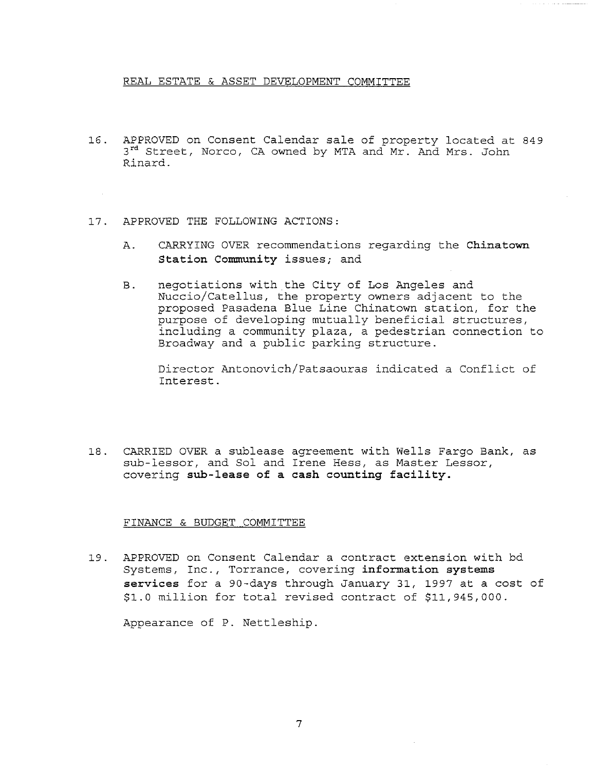REAL ESTATE & ASSET DEVELOPMENT COMMITTEE

16. APPROVED on Consent Calendar sale of property located at 849 3rd Street, Norco, CA owned by MTA and Mr. And Mrs. John Rinard.

17. APPROVED THE FOLLOWING ACTIONS:

    A. CARRYING OVER recommendations regarding the **Chinatown Station Community** issues; and

    B. negotiations with the City of Los Angeles and Nuccio/Catellus, the property owners adjacent to the proposed Pasadena Blue Line Chinatown station, for the purpose of developing mutually beneficial structures, including a community plaza, a pedestrian connection to Broadway and a public parking structure.

    Director Antonovich/Patsaouras indicated a Conflict of Interest.

18. CARRIED OVER a sublease agreement with Wells Fargo Bank, as sub-lessor, and Sol and Irene Hess, as Master Lessor, covering **sub-lease of a cash counting facility.**

FINANCE & BUDGET COMMITTEE

19. APPROVED on Consent Calendar a contract extension with bd Systems, Inc., Torrance, covering **information systems services** for a 90-days through January 31, 1997 at a cost of $1.0 million for total revised contract of $11,945,000.

    Appearance of P. Nettleship.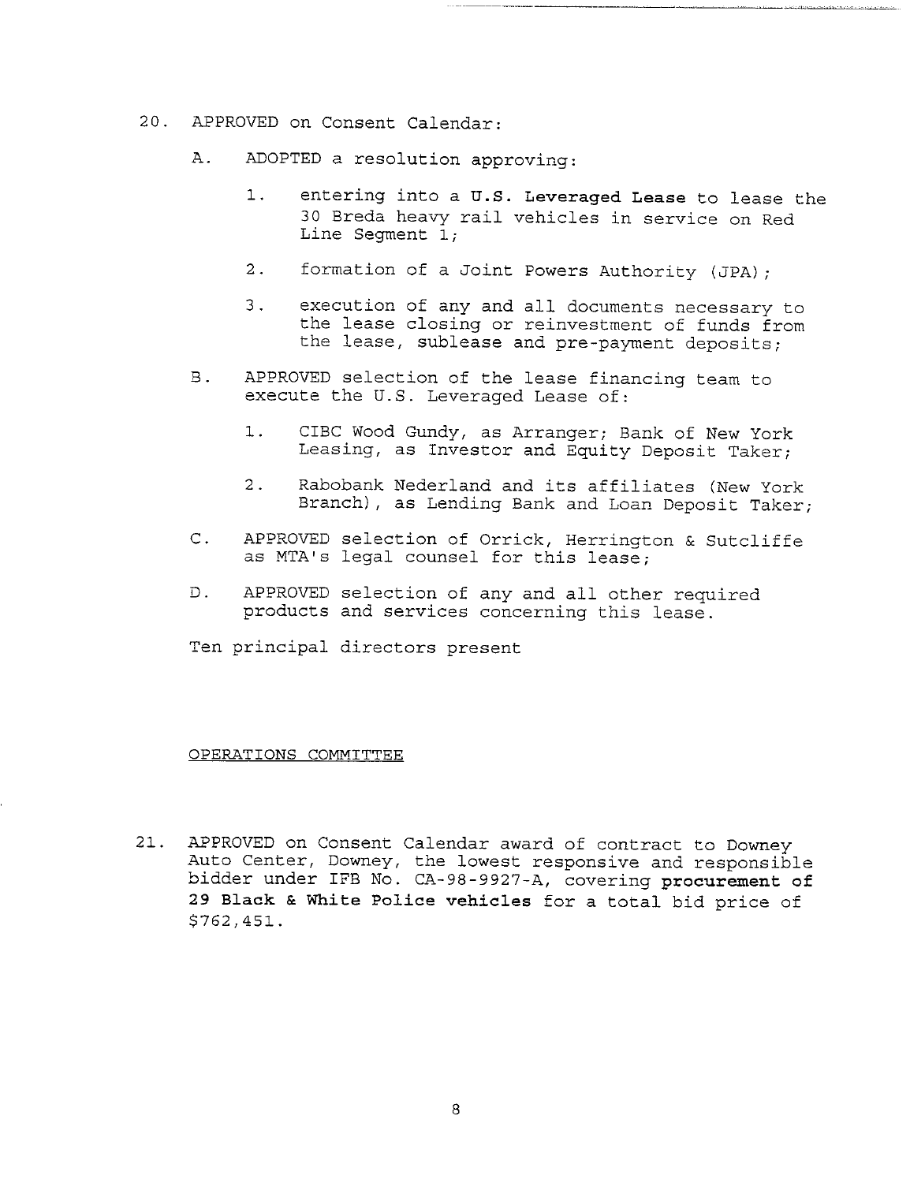20. APPROVED on Consent Calendar:

    A. ADOPTED a resolution approving:

        1. entering into a **U.S. Leveraged Lease** to lease the 30 Breda heavy rail vehicles in service on Red Line Segment 1;

        2. formation of a Joint Powers Authority (JPA);

        3. execution of any and all documents necessary to the lease closing or reinvestment of funds from the lease, sublease and pre-payment deposits;

    B. APPROVED selection of the lease financing team to execute the U.S. Leveraged Lease of:

        1. CIBC Wood Gundy, as Arranger; Bank of New York Leasing, as Investor and Equity Deposit Taker;

        2. Rabobank Nederland and its affiliates (New York Branch), as Lending Bank and Loan Deposit Taker;

    C. APPROVED selection of Orrick, Herrington & Sutcliffe as MTA's legal counsel for this lease;

    D. APPROVED selection of any and all other required products and services concerning this lease.

    Ten principal directors present

OPERATIONS COMMITTEE

21. APPROVED on Consent Calendar award of contract to Downey Auto Center, Downey, the lowest responsive and responsible bidder under IFB No. CA-98-9927-A, covering **procurement of 29 Black & White Police vehicles** for a total bid price of $762,451.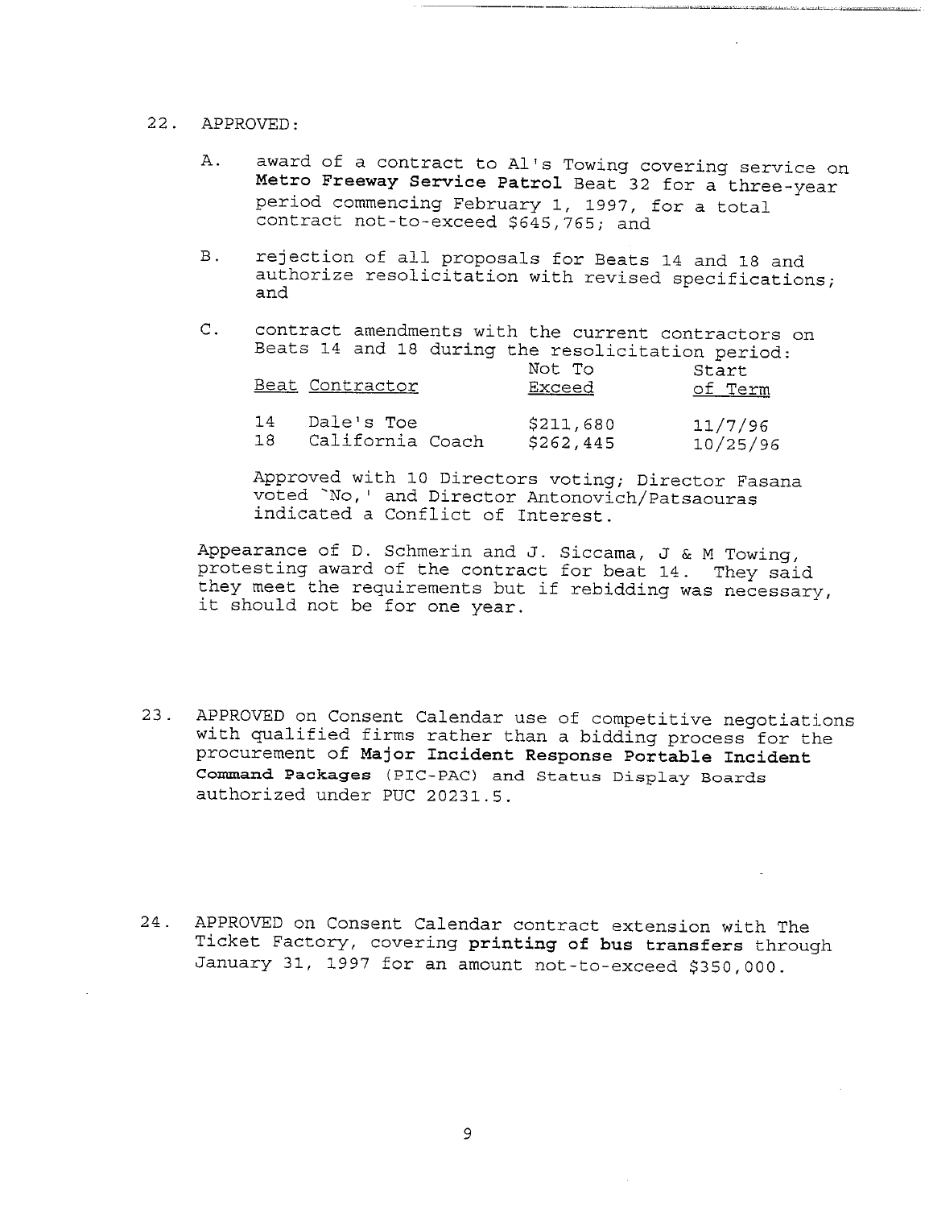22. APPROVED:

    A. award of a contract to Al's Towing covering service on **Metro Freeway Service Patrol** Beat 32 for a three-year period commencing February 1, 1997, for a total contract not-to-exceed $645,765; and

    B. rejection of all proposals for Beats 14 and 18 and authorize resolicitation with revised specifications; and

    C. contract amendments with the current contractors on Beats 14 and 18 during the resolicitation period:

| Beat | Contractor | Not To Exceed | Start of Term |
|---|---|---|---|
| 14 | Dale's Toe | $211,680 | 11/7/96 |
| 18 | California Coach | $262,445 | 10/25/96 |

    Approved with 10 Directors voting; Director Fasana voted `No,' and Director Antonovich/Patsaouras indicated a Conflict of Interest.

Appearance of D. Schmerin and J. Siccama, J & M Towing, protesting award of the contract for beat 14. They said they meet the requirements but if rebidding was necessary, it should not be for one year.

23. APPROVED on Consent Calendar use of competitive negotiations with qualified firms rather than a bidding process for the procurement of **Major Incident Response Portable Incident Command Packages** (PIC-PAC) and Status Display Boards authorized under PUC 20231.5.

24. APPROVED on Consent Calendar contract extension with The Ticket Factory, covering **printing of bus transfers** through January 31, 1997 for an amount not-to-exceed $350,000.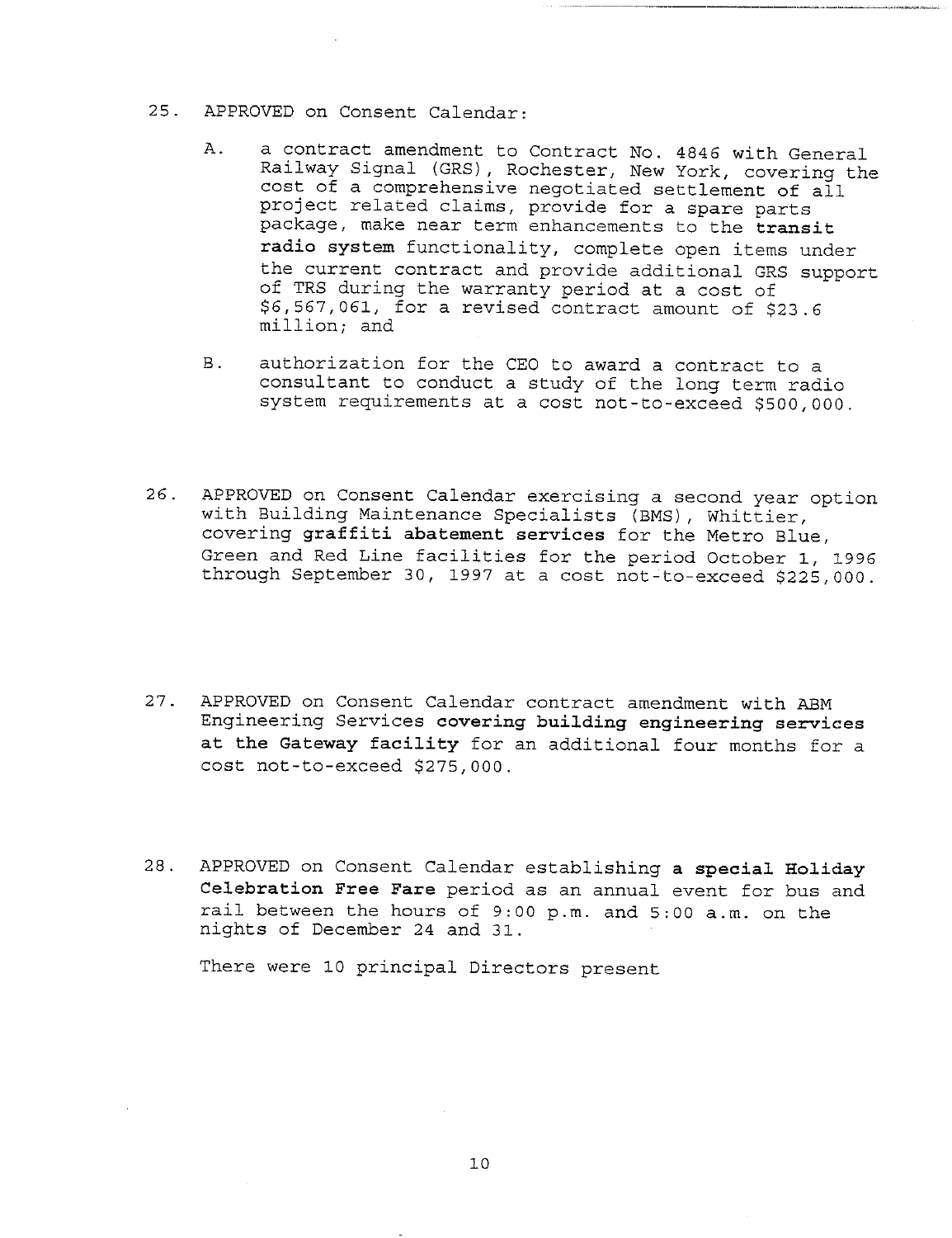25. APPROVED on Consent Calendar:

    A. a contract amendment to Contract No. 4846 with General Railway Signal (GRS), Rochester, New York, covering the cost of a comprehensive negotiated settlement of all project related claims, provide for a spare parts package, make near term enhancements to the **transit radio system** functionality, complete open items under the current contract and provide additional GRS support of TRS during the warranty period at a cost of $6,567,061, for a revised contract amount of $23.6 million; and

    B. authorization for the CEO to award a contract to a consultant to conduct a study of the long term radio system requirements at a cost not-to-exceed $500,000.

26. APPROVED on Consent Calendar exercising a second year option with Building Maintenance Specialists (BMS), Whittier, covering **graffiti abatement services** for the Metro Blue, Green and Red Line facilities for the period October 1, 1996 through September 30, 1997 at a cost not-to-exceed $225,000.

27. APPROVED on Consent Calendar contract amendment with ABM Engineering Services **covering building engineering services at the Gateway facility** for an additional four months for a cost not-to-exceed $275,000.

28. APPROVED on Consent Calendar establishing **a special Holiday Celebration Free Fare** period as an annual event for bus and rail between the hours of 9:00 p.m. and 5:00 a.m. on the nights of December 24 and 31.

    There were 10 principal Directors present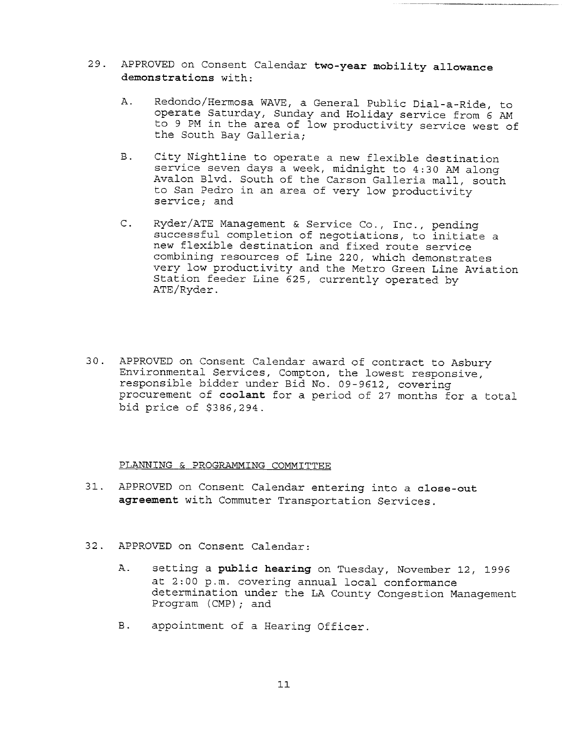29. APPROVED on Consent Calendar **two-year mobility allowance demonstrations** with:

    A. Redondo/Hermosa WAVE, a General Public Dial-a-Ride, to operate Saturday, Sunday and Holiday service from 6 AM to 9 PM in the area of low productivity service west of the South Bay Galleria;

    B. City Nightline to operate a new flexible destination service seven days a week, midnight to 4:30 AM along Avalon Blvd. South of the Carson Galleria mall, south to San Pedro in an area of very low productivity service; and

    C. Ryder/ATE Management & Service Co., Inc., pending successful completion of negotiations, to initiate a new flexible destination and fixed route service combining resources of Line 220, which demonstrates very low productivity and the Metro Green Line Aviation Station feeder Line 625, currently operated by ATE/Ryder.

30. APPROVED on Consent Calendar award of contract to Asbury Environmental Services, Compton, the lowest responsive, responsible bidder under Bid No. 09-9612, covering procurement of **coolant** for a period of 27 months for a total bid price of $386,294.

PLANNING & PROGRAMMING COMMITTEE

31. APPROVED on Consent Calendar entering into a **close-out agreement** with Commuter Transportation Services.

32. APPROVED on Consent Calendar:

    A. setting a **public hearing** on Tuesday, November 12, 1996 at 2:00 p.m. covering annual local conformance determination under the LA County Congestion Management Program (CMP); and

    B. appointment of a Hearing Officer.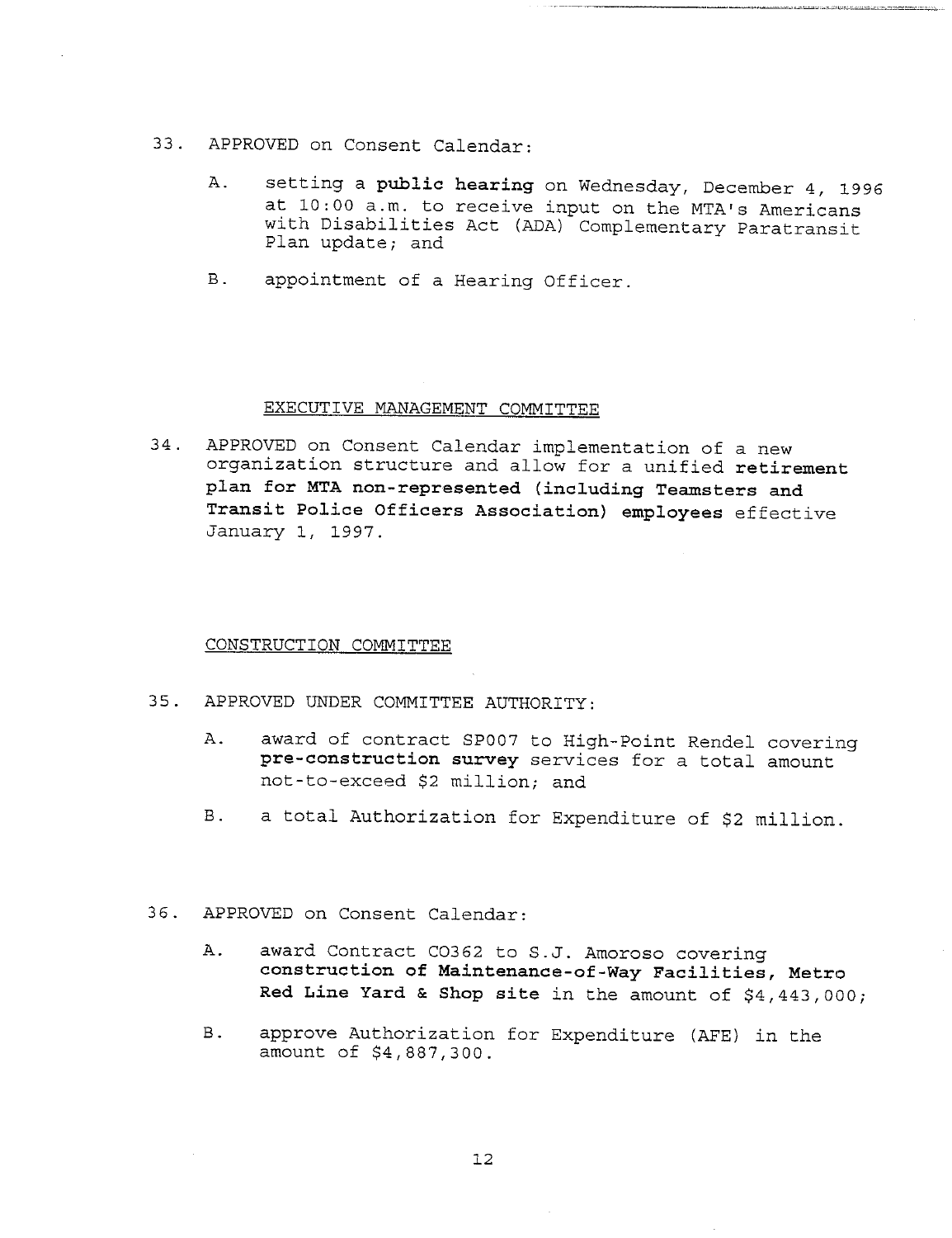33. APPROVED on Consent Calendar:

    A. setting a **public hearing** on Wednesday, December 4, 1996 at 10:00 a.m. to receive input on the MTA's Americans with Disabilities Act (ADA) Complementary Paratransit Plan update; and

    B. appointment of a Hearing Officer.

## EXECUTIVE MANAGEMENT COMMITTEE

34. APPROVED on Consent Calendar implementation of a new organization structure and allow for a unified **retirement plan for MTA non-represented (including Teamsters and Transit Police Officers Association) employees** effective January 1, 1997.

## CONSTRUCTION COMMITTEE

35. APPROVED UNDER COMMITTEE AUTHORITY:

    A. award of contract SP007 to High-Point Rendel covering **pre-construction survey** services for a total amount not-to-exceed $2 million; and

    B. a total Authorization for Expenditure of $2 million.

36. APPROVED on Consent Calendar:

    A. award Contract C0362 to S.J. Amoroso covering **construction of Maintenance-of-Way Facilities, Metro Red Line Yard & Shop site** in the amount of $4,443,000;

    B. approve Authorization for Expenditure (AFE) in the amount of $4,887,300.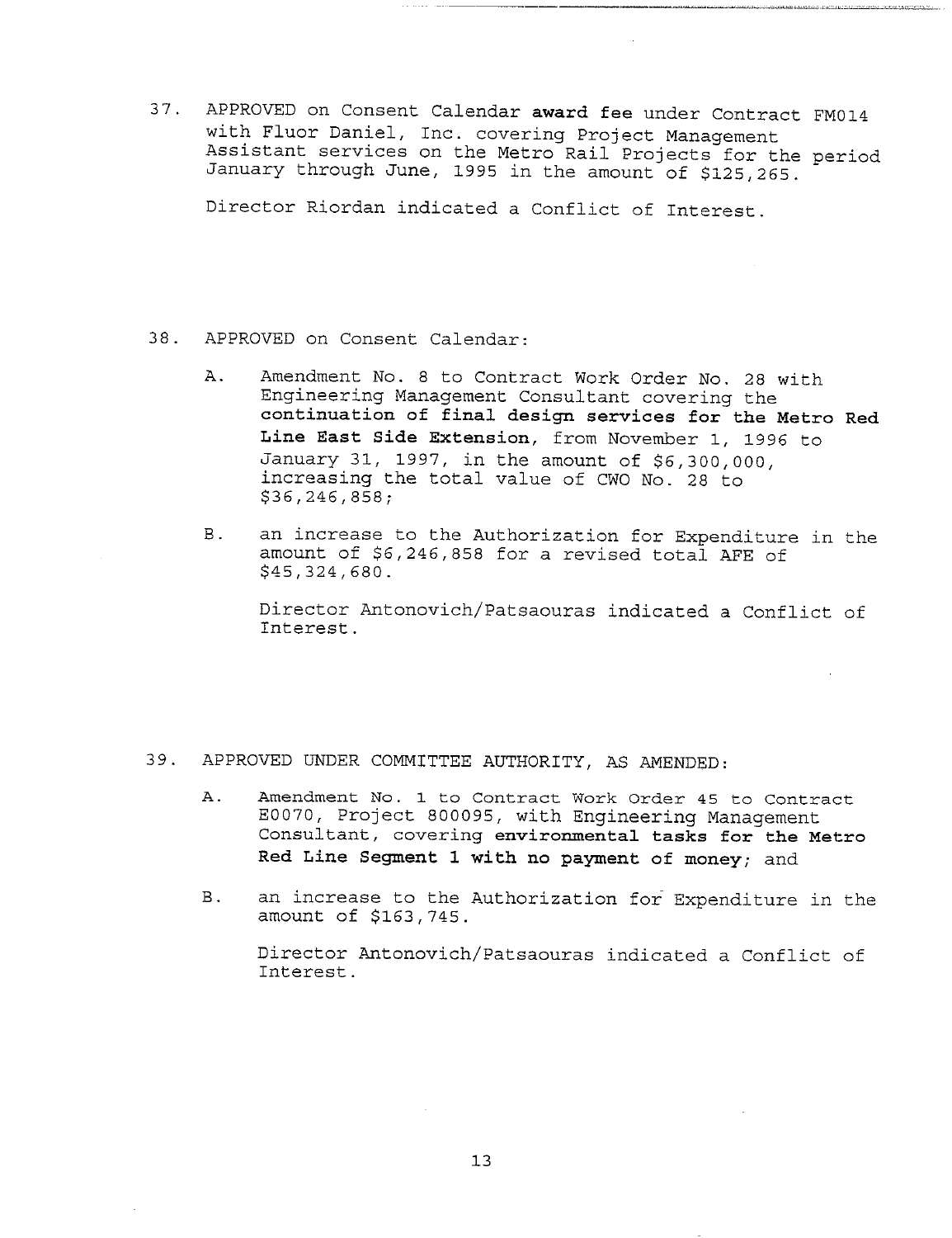37. APPROVED on Consent Calendar **award fee** under Contract FM014 with Fluor Daniel, Inc. covering Project Management Assistant services on the Metro Rail Projects for the period January through June, 1995 in the amount of $125,265.

    Director Riordan indicated a Conflict of Interest.

38. APPROVED on Consent Calendar:

    A. Amendment No. 8 to Contract Work Order No. 28 with Engineering Management Consultant covering the **continuation of final design services for the Metro Red Line East Side Extension**, from November 1, 1996 to January 31, 1997, in the amount of $6,300,000, increasing the total value of CWO No. 28 to $36,246,858;

    B. an increase to the Authorization for Expenditure in the amount of $6,246,858 for a revised total AFE of $45,324,680.

    Director Antonovich/Patsaouras indicated a Conflict of Interest.

39. APPROVED UNDER COMMITTEE AUTHORITY, AS AMENDED:

    A. Amendment No. 1 to Contract Work Order 45 to Contract E0070, Project 800095, with Engineering Management Consultant, covering **environmental tasks for the Metro Red Line Segment 1 with no payment of money**; and

    B. an increase to the Authorization for Expenditure in the amount of $163,745.

    Director Antonovich/Patsaouras indicated a Conflict of Interest.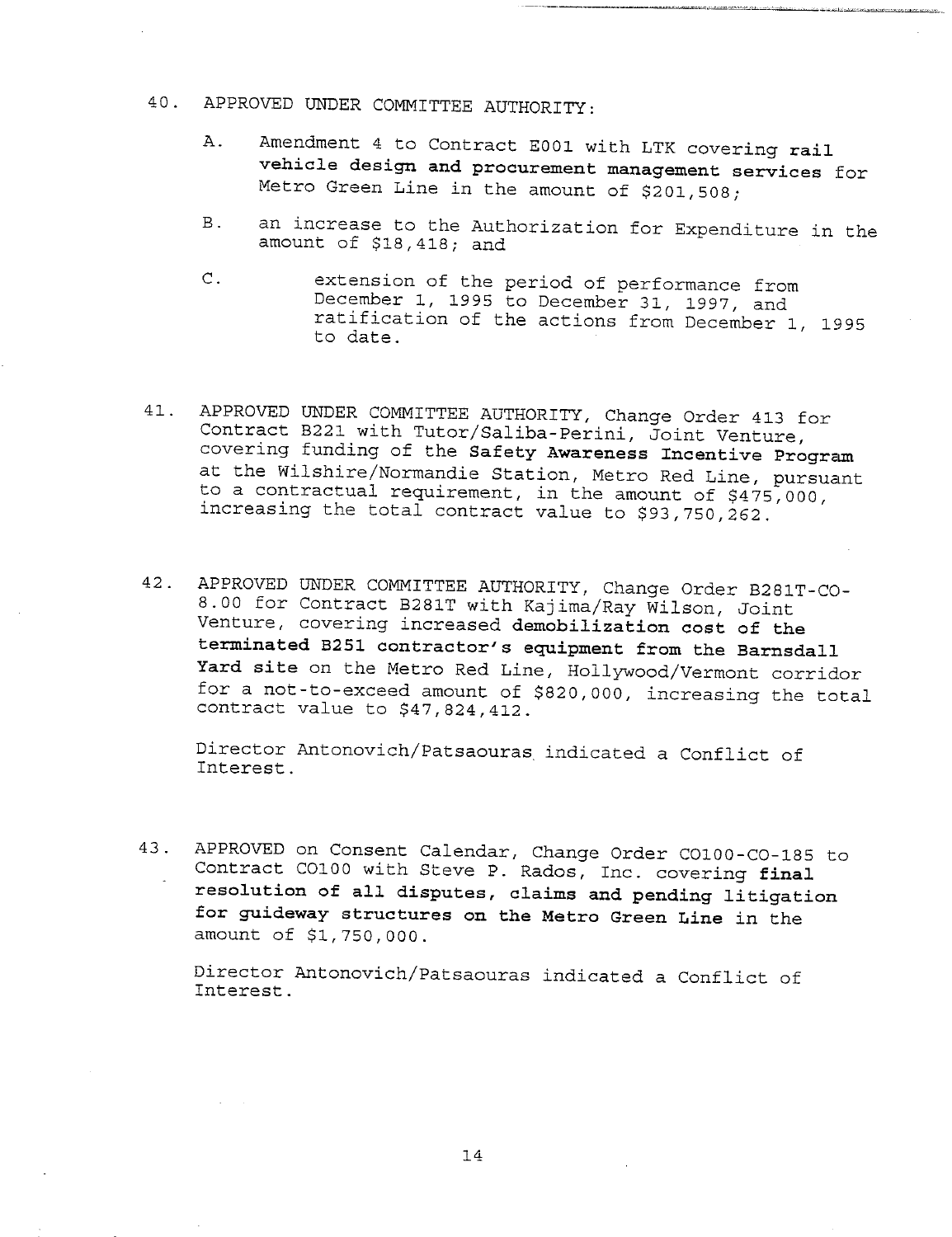40. APPROVED UNDER COMMITTEE AUTHORITY:

    A. Amendment 4 to Contract E001 with LTK covering **rail vehicle design and procurement management services** for Metro Green Line in the amount of $201,508;

    B. an increase to the Authorization for Expenditure in the amount of $18,418; and

    C. extension of the period of performance from December 1, 1995 to December 31, 1997, and ratification of the actions from December 1, 1995 to date.

41. APPROVED UNDER COMMITTEE AUTHORITY, Change Order 413 for Contract B221 with Tutor/Saliba-Perini, Joint Venture, covering funding of the **Safety Awareness Incentive Program** at the Wilshire/Normandie Station, Metro Red Line, pursuant to a contractual requirement, in the amount of $475,000, increasing the total contract value to $93,750,262.

42. APPROVED UNDER COMMITTEE AUTHORITY, Change Order B281T-CO-8.00 for Contract B281T with Kajima/Ray Wilson, Joint Venture, covering increased **demobilization cost of the terminated B251 contractor's equipment from the Barnsdall Yard site** on the Metro Red Line, Hollywood/Vermont corridor for a not-to-exceed amount of $820,000, increasing the total contract value to $47,824,412.

    Director Antonovich/Patsaouras indicated a Conflict of Interest.

43. APPROVED on Consent Calendar, Change Order C0100-CO-185 to Contract C0100 with Steve P. Rados, Inc. covering **final resolution of all disputes, claims and pending litigation for guideway structures on the Metro Green Line** in the amount of $1,750,000.

    Director Antonovich/Patsaouras indicated a Conflict of Interest.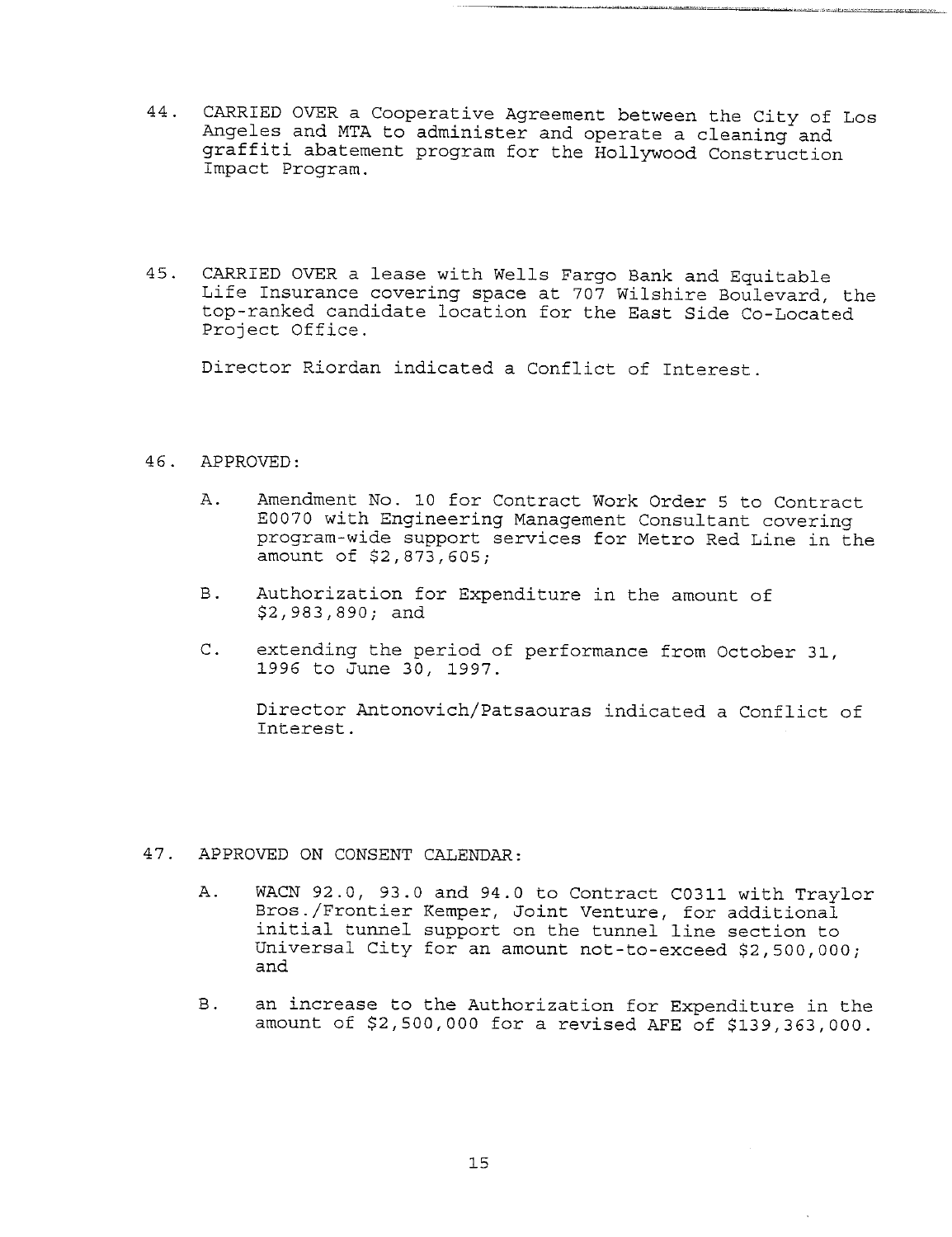44. CARRIED OVER a Cooperative Agreement between the City of Los Angeles and MTA to administer and operate a cleaning and graffiti abatement program for the Hollywood Construction Impact Program.

45. CARRIED OVER a lease with Wells Fargo Bank and Equitable Life Insurance covering space at 707 Wilshire Boulevard, the top-ranked candidate location for the East Side Co-Located Project Office.

    Director Riordan indicated a Conflict of Interest.

46. APPROVED:

    A. Amendment No. 10 for Contract Work Order 5 to Contract E0070 with Engineering Management Consultant covering program-wide support services for Metro Red Line in the amount of $2,873,605;

    B. Authorization for Expenditure in the amount of $2,983,890; and

    C. extending the period of performance from October 31, 1996 to June 30, 1997.

       Director Antonovich/Patsaouras indicated a Conflict of Interest.

47. APPROVED ON CONSENT CALENDAR:

    A. WACN 92.0, 93.0 and 94.0 to Contract C0311 with Traylor Bros./Frontier Kemper, Joint Venture, for additional initial tunnel support on the tunnel line section to Universal City for an amount not-to-exceed $2,500,000; and

    B. an increase to the Authorization for Expenditure in the amount of $2,500,000 for a revised AFE of $139,363,000.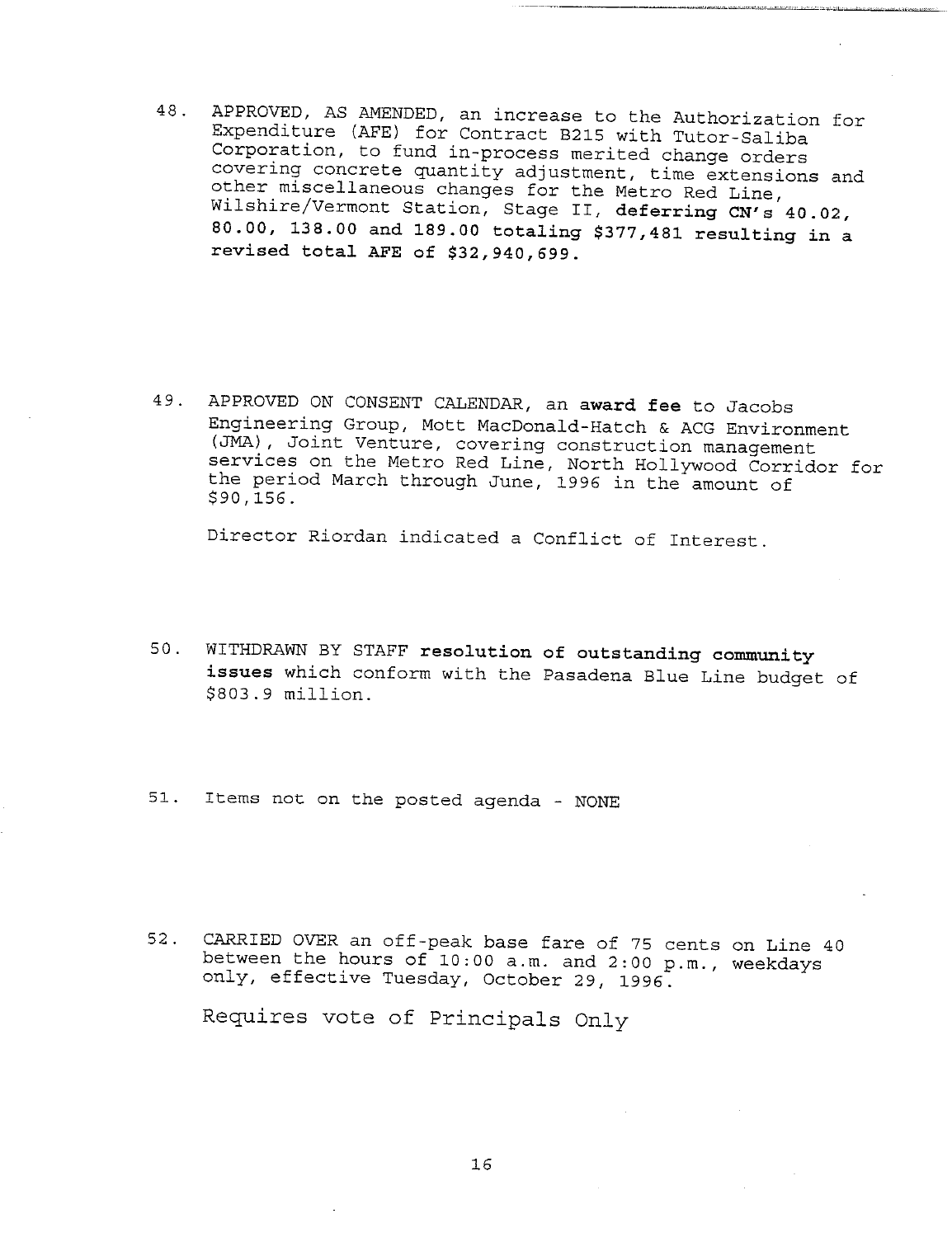48. APPROVED, AS AMENDED, an increase to the Authorization for Expenditure (AFE) for Contract B215 with Tutor-Saliba Corporation, to fund in-process merited change orders covering concrete quantity adjustment, time extensions and other miscellaneous changes for the Metro Red Line, Wilshire/Vermont Station, Stage II, **deferring CN's 40.02, 80.00, 138.00 and 189.00 totaling $377,481 resulting in a revised total AFE of $32,940,699.**

49. APPROVED ON CONSENT CALENDAR, an **award fee** to Jacobs Engineering Group, Mott MacDonald-Hatch & ACG Environment (JMA), Joint Venture, covering construction management services on the Metro Red Line, North Hollywood Corridor for the period March through June, 1996 in the amount of $90,156.

    Director Riordan indicated a Conflict of Interest.

50. WITHDRAWN BY STAFF **resolution of outstanding community issues** which conform with the Pasadena Blue Line budget of $803.9 million.

51. Items not on the posted agenda - NONE

52. CARRIED OVER an off-peak base fare of 75 cents on Line 40 between the hours of 10:00 a.m. and 2:00 p.m., weekdays only, effective Tuesday, October 29, 1996.

    Requires vote of Principals Only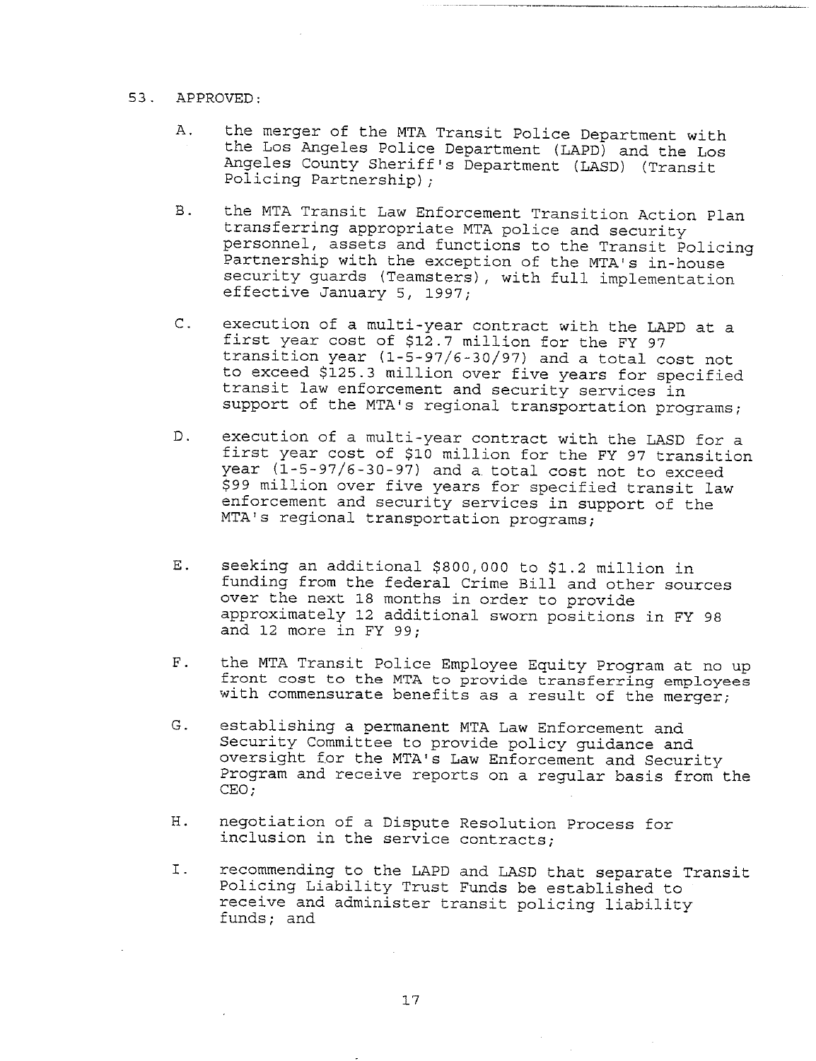53. APPROVED:

A. the merger of the MTA Transit Police Department with the Los Angeles Police Department (LAPD) and the Los Angeles County Sheriff's Department (LASD) (Transit Policing Partnership);

B. the MTA Transit Law Enforcement Transition Action Plan transferring appropriate MTA police and security personnel, assets and functions to the Transit Policing Partnership with the exception of the MTA's in-house security guards (Teamsters), with full implementation effective January 5, 1997;

C. execution of a multi-year contract with the LAPD at a first year cost of $12.7 million for the FY 97 transition year (1-5-97/6-30/97) and a total cost not to exceed $125.3 million over five years for specified transit law enforcement and security services in support of the MTA's regional transportation programs;

D. execution of a multi-year contract with the LASD for a first year cost of $10 million for the FY 97 transition year (1-5-97/6-30-97) and a total cost not to exceed $99 million over five years for specified transit law enforcement and security services in support of the MTA's regional transportation programs;

E. seeking an additional $800,000 to $1.2 million in funding from the federal Crime Bill and other sources over the next 18 months in order to provide approximately 12 additional sworn positions in FY 98 and 12 more in FY 99;

F. the MTA Transit Police Employee Equity Program at no up front cost to the MTA to provide transferring employees with commensurate benefits as a result of the merger;

G. establishing a permanent MTA Law Enforcement and Security Committee to provide policy guidance and oversight for the MTA's Law Enforcement and Security Program and receive reports on a regular basis from the CEO;

H. negotiation of a Dispute Resolution Process for inclusion in the service contracts;

I. recommending to the LAPD and LASD that separate Transit Policing Liability Trust Funds be established to receive and administer transit policing liability funds; and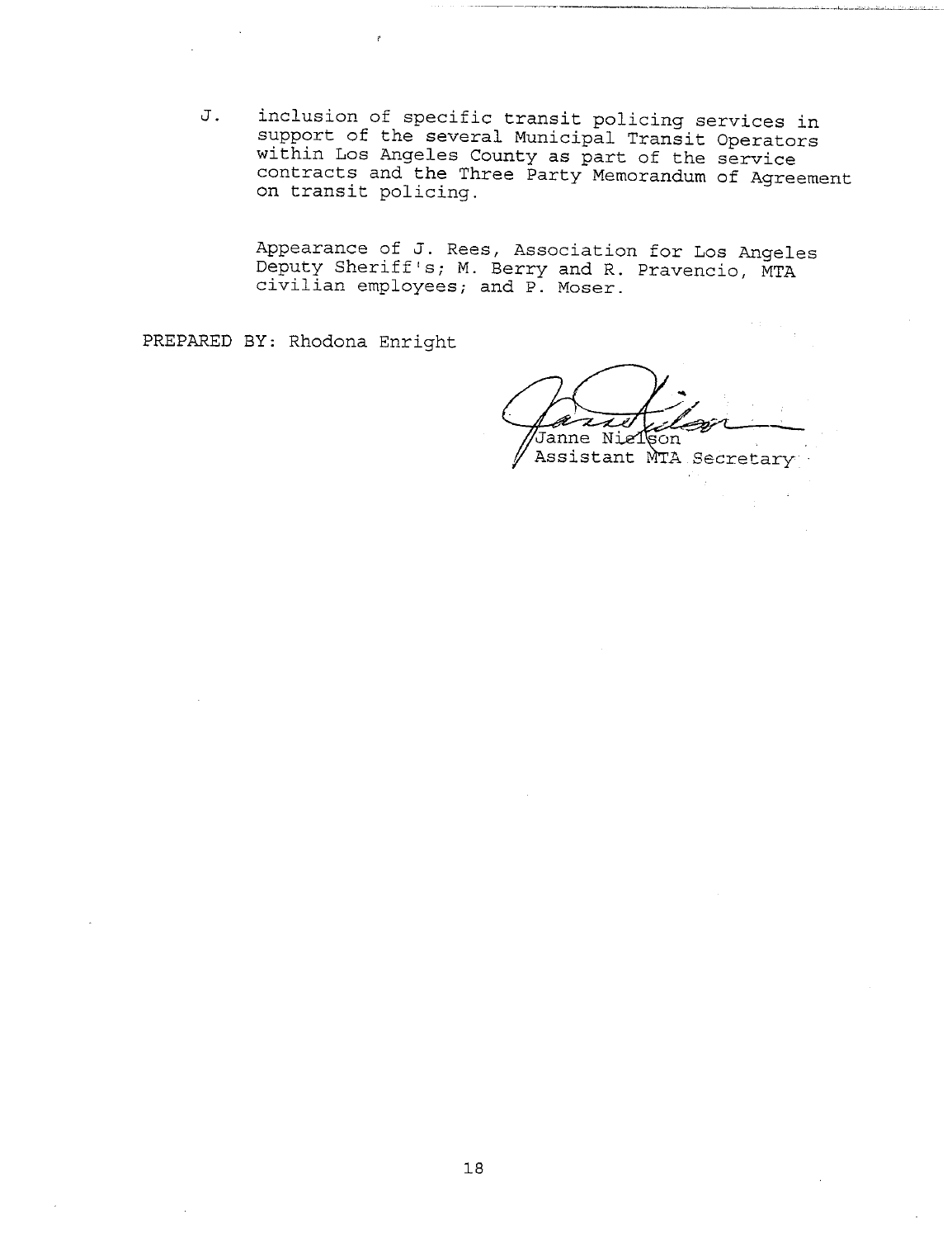J. inclusion of specific transit policing services in support of the several Municipal Transit Operators within Los Angeles County as part of the service contracts and the Three Party Memorandum of Agreement on transit policing.

Appearance of J. Rees, Association for Los Angeles Deputy Sheriff's; M. Berry and R. Pravencio, MTA civilian employees; and P. Moser.

PREPARED BY: Rhodona Enright

Janne Nielson
Assistant MTA Secretary